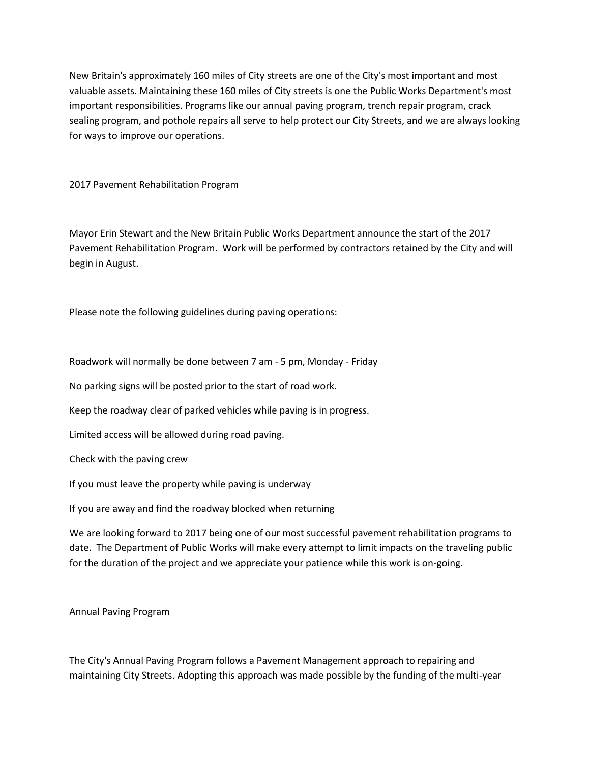New Britain's approximately 160 miles of City streets are one of the City's most important and most valuable assets. Maintaining these 160 miles of City streets is one the Public Works Department's most important responsibilities. Programs like our annual paving program, trench repair program, crack sealing program, and pothole repairs all serve to help protect our City Streets, and we are always looking for ways to improve our operations.

## 2017 Pavement Rehabilitation Program

Mayor Erin Stewart and the New Britain Public Works Department announce the start of the 2017 Pavement Rehabilitation Program. Work will be performed by contractors retained by the City and will begin in August.

Please note the following guidelines during paving operations:

Roadwork will normally be done between 7 am - 5 pm, Monday - Friday

No parking signs will be posted prior to the start of road work.

Keep the roadway clear of parked vehicles while paving is in progress.

Limited access will be allowed during road paving.

Check with the paving crew

If you must leave the property while paving is underway

If you are away and find the roadway blocked when returning

We are looking forward to 2017 being one of our most successful pavement rehabilitation programs to date. The Department of Public Works will make every attempt to limit impacts on the traveling public for the duration of the project and we appreciate your patience while this work is on-going.

## Annual Paving Program

The City's Annual Paving Program follows a Pavement Management approach to repairing and maintaining City Streets. Adopting this approach was made possible by the funding of the multi-year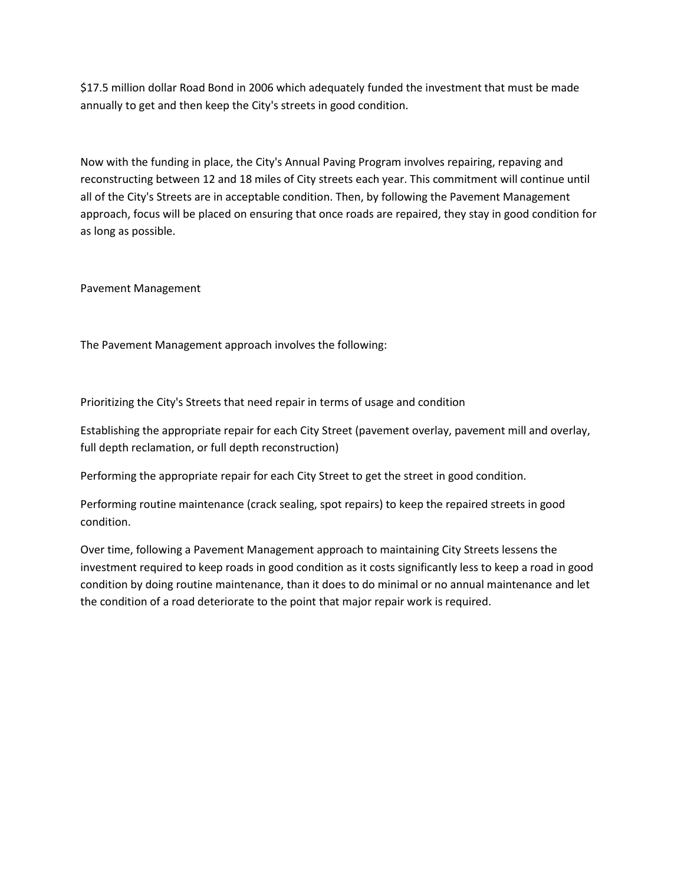$17.5 million dollar Road Bond in 2006 which adequately funded the investment that must be made annually to get and then keep the City's streets in good condition.

Now with the funding in place, the City's Annual Paving Program involves repairing, repaving and reconstructing between 12 and 18 miles of City streets each year. This commitment will continue until all of the City's Streets are in acceptable condition. Then, by following the Pavement Management approach, focus will be placed on ensuring that once roads are repaired, they stay in good condition for as long as possible.

## Pavement Management

The Pavement Management approach involves the following:

- Prioritizing the City's Streets that need repair in terms of usage and condition
- Establishing the appropriate repair for each City Street (pavement overlay, pavement mill and overlay, full depth reclamation, or full depth reconstruction)
- Performing the appropriate repair for each City Street to get the street in good condition.
- Performing routine maintenance (crack sealing, spot repairs) to keep the repaired streets in good condition.

Over time, following a Pavement Management approach to maintaining City Streets lessens the investment required to keep roads in good condition as it costs significantly less to keep a road in good condition by doing routine maintenance, than it does to do minimal or no annual maintenance and let the condition of a road deteriorate to the point that major repair work is required.